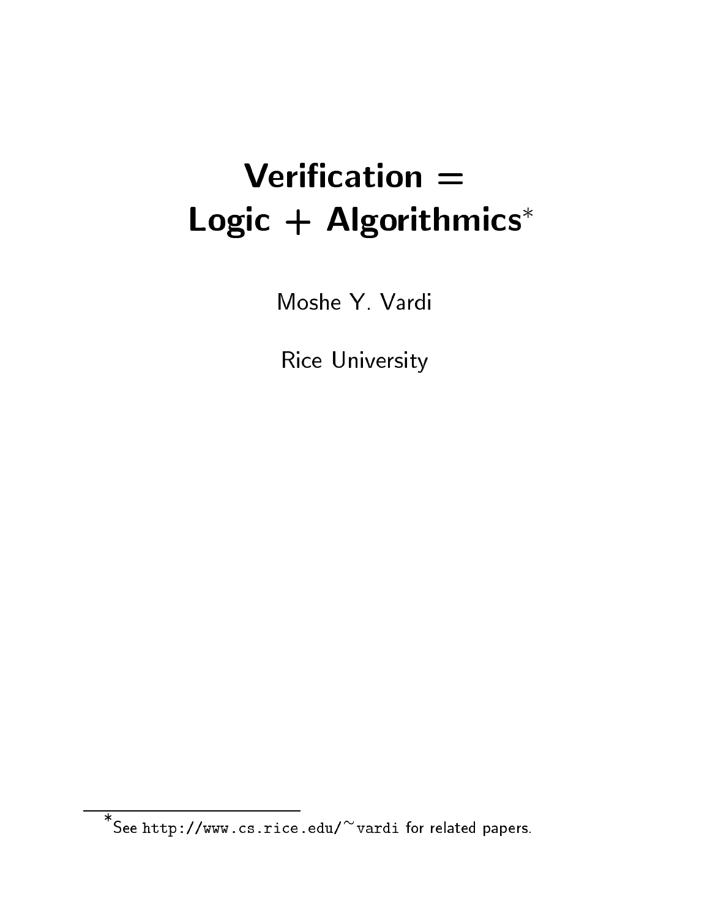# Verification = Logic + Algorithmics*

Moshe Y. Vardi

Rice University

---

*See http://www.cs.rice.edu/~vardi for related papers.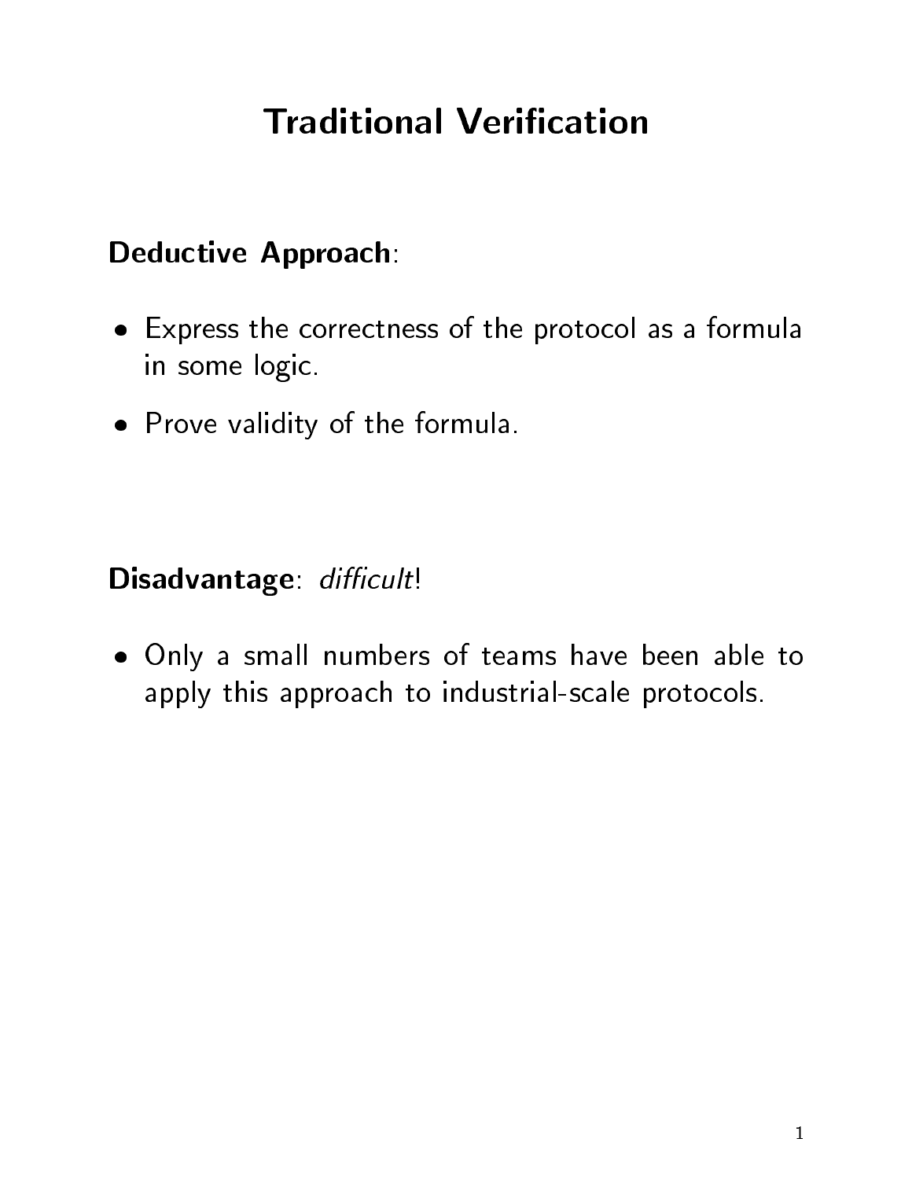# Traditional Verification

**Deductive Approach**:

- Express the correctness of the protocol as a formula in some logic.
- Prove validity of the formula.

**Disadvantage**: *difficult*!

- Only a small numbers of teams have been able to apply this approach to industrial-scale protocols.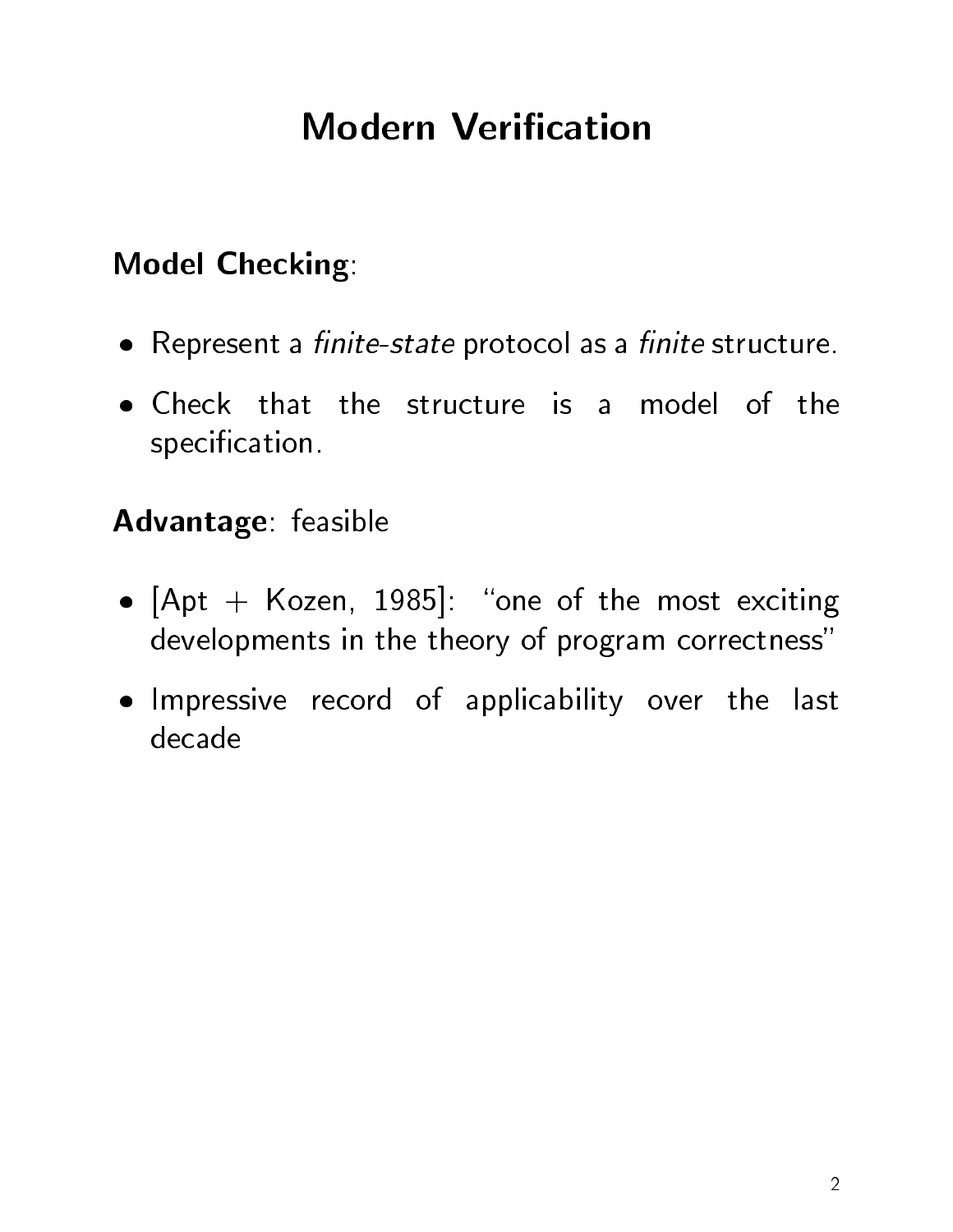# Modern Verification

**Model Checking**:

- Represent a *finite-state* protocol as a *finite* structure.
- Check that the structure is a model of the specification.

**Advantage**: feasible

- [Apt + Kozen, 1985]: "one of the most exciting developments in the theory of program correctness"
- Impressive record of applicability over the last decade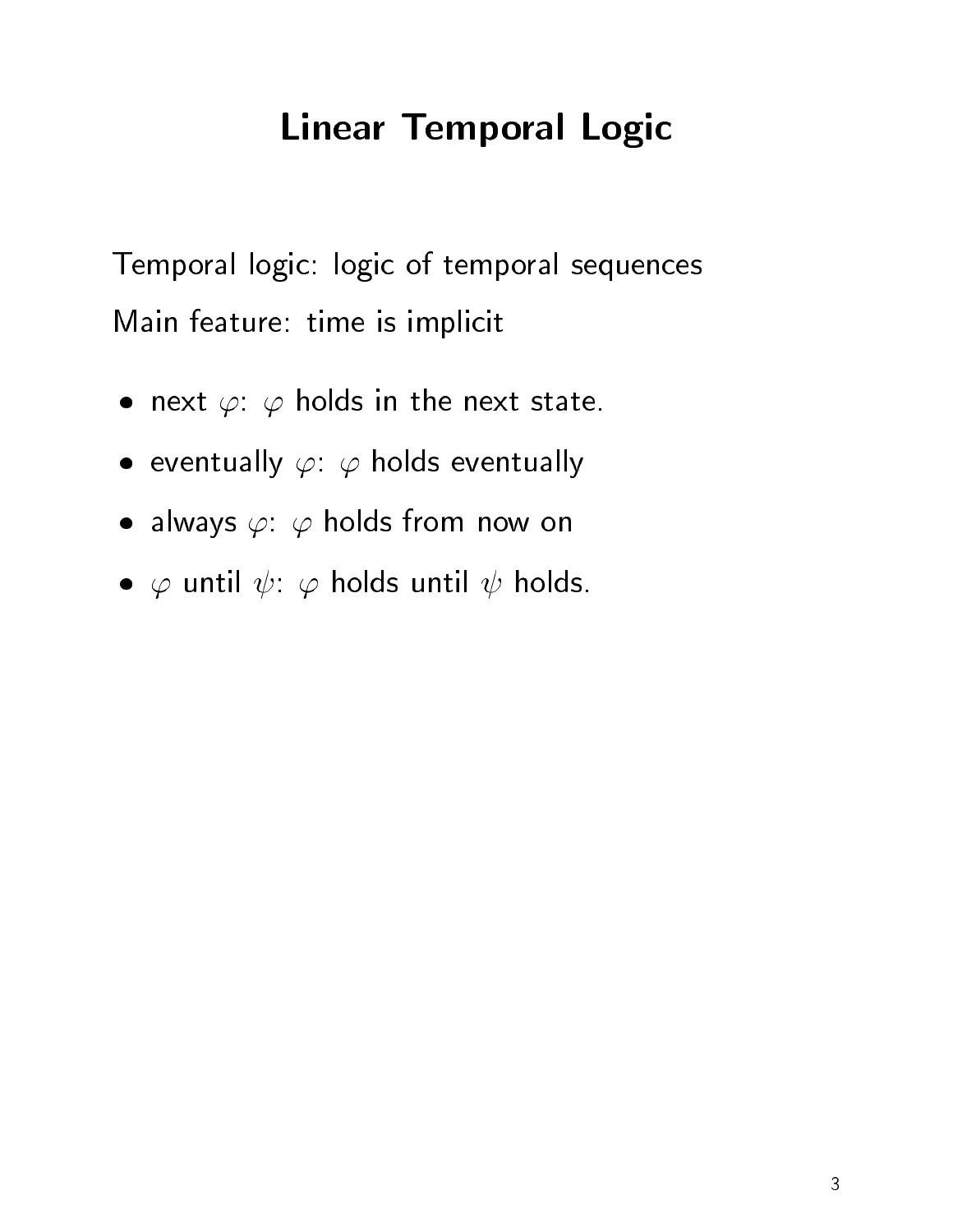# Linear Temporal Logic

Temporal logic: logic of temporal sequences

Main feature: time is implicit

- next $\varphi$: $\varphi$ holds in the next state.
- eventually $\varphi$: $\varphi$ holds eventually
- always $\varphi$: $\varphi$ holds from now on
- $\varphi$ until $\psi$: $\varphi$ holds until $\psi$ holds.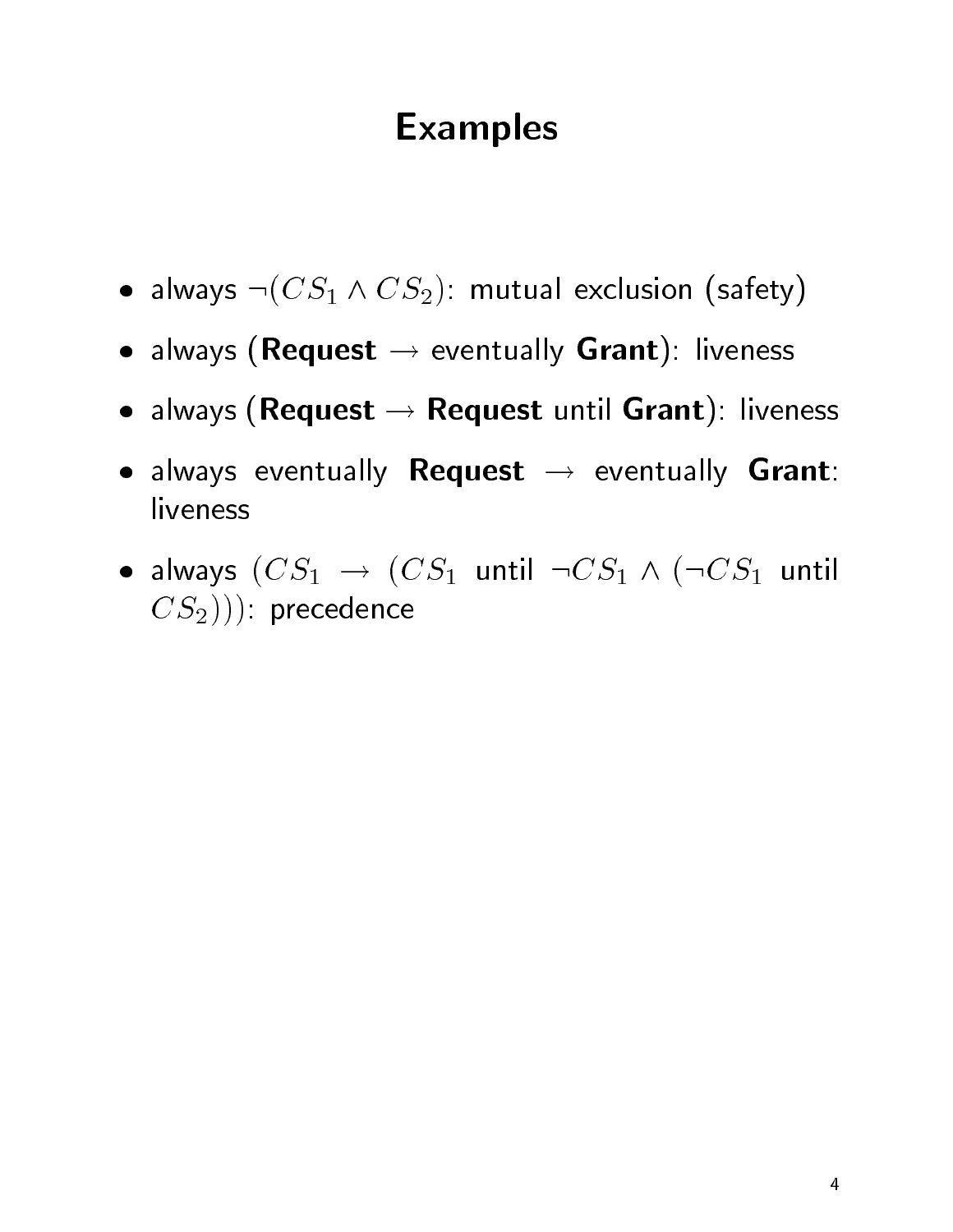# Examples

- always $\neg(CS_1 \wedge CS_2)$: mutual exclusion (safety)
- always (**Request** $\rightarrow$ eventually **Grant**): liveness
- always (**Request** $\rightarrow$ **Request** until **Grant**): liveness
- always eventually **Request** $\rightarrow$ eventually **Grant**: liveness
- always $(CS_1 \rightarrow (CS_1$ until $\neg CS_1 \wedge (\neg CS_1$ until $CS_2)))$: precedence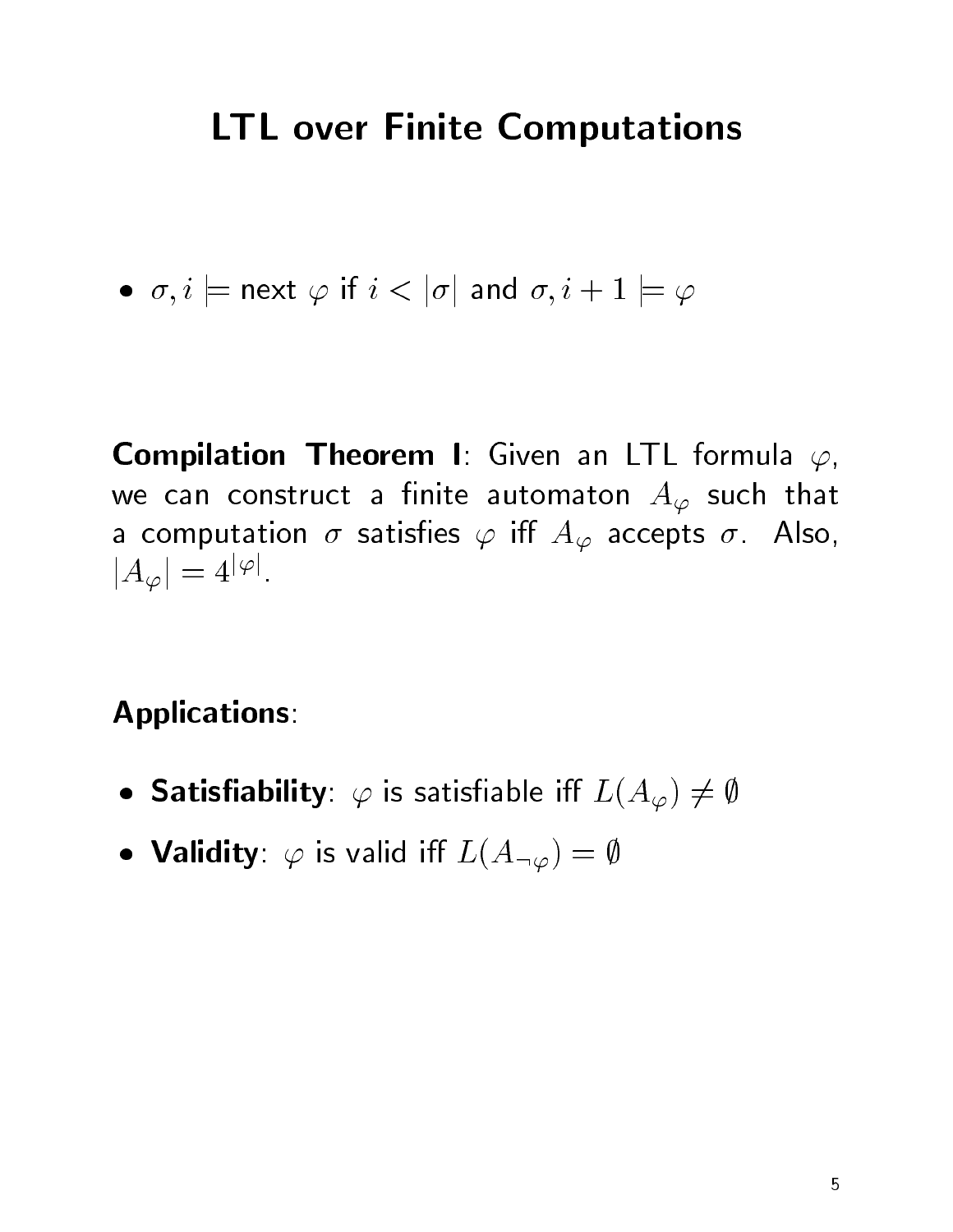# LTL over Finite Computations

- $\sigma, i \models \text{next } \varphi$ if $i < |\sigma|$ and $\sigma, i+1 \models \varphi$

**Compilation Theorem I**: Given an LTL formula $\varphi$, we can construct a finite automaton $A_\varphi$ such that a computation $\sigma$ satisfies $\varphi$ iff $A_\varphi$ accepts $\sigma$. Also, $|A_\varphi| = 4^{|\varphi|}$.

**Applications**:

- **Satisfiability**: $\varphi$ is satisfiable iff $L(A_\varphi) \neq \emptyset$
- **Validity**: $\varphi$ is valid iff $L(A_{\neg\varphi}) = \emptyset$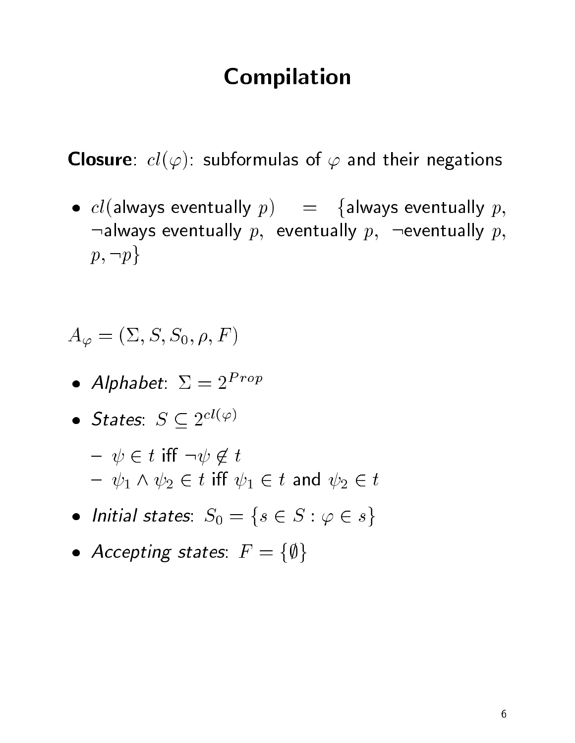# Compilation

**Closure**: $cl(\varphi)$: subformulas of $\varphi$ and their negations

- $cl$(always eventually $p$) $=$ {always eventually $p$, $\neg$always eventually $p$, eventually $p$, $\neg$eventually $p$, $p, \neg p$}

$A_\varphi = (\Sigma, S, S_0, \rho, F)$

- *Alphabet*: $\Sigma = 2^{Prop}$
- *States*: $S \subseteq 2^{cl(\varphi)}$
  - $\psi \in t$ iff $\neg\psi \notin t$
  - $\psi_1 \wedge \psi_2 \in t$ iff $\psi_1 \in t$ and $\psi_2 \in t$
- *Initial states*: $S_0 = \{s \in S : \varphi \in s\}$
- *Accepting states*: $F = \{\emptyset\}$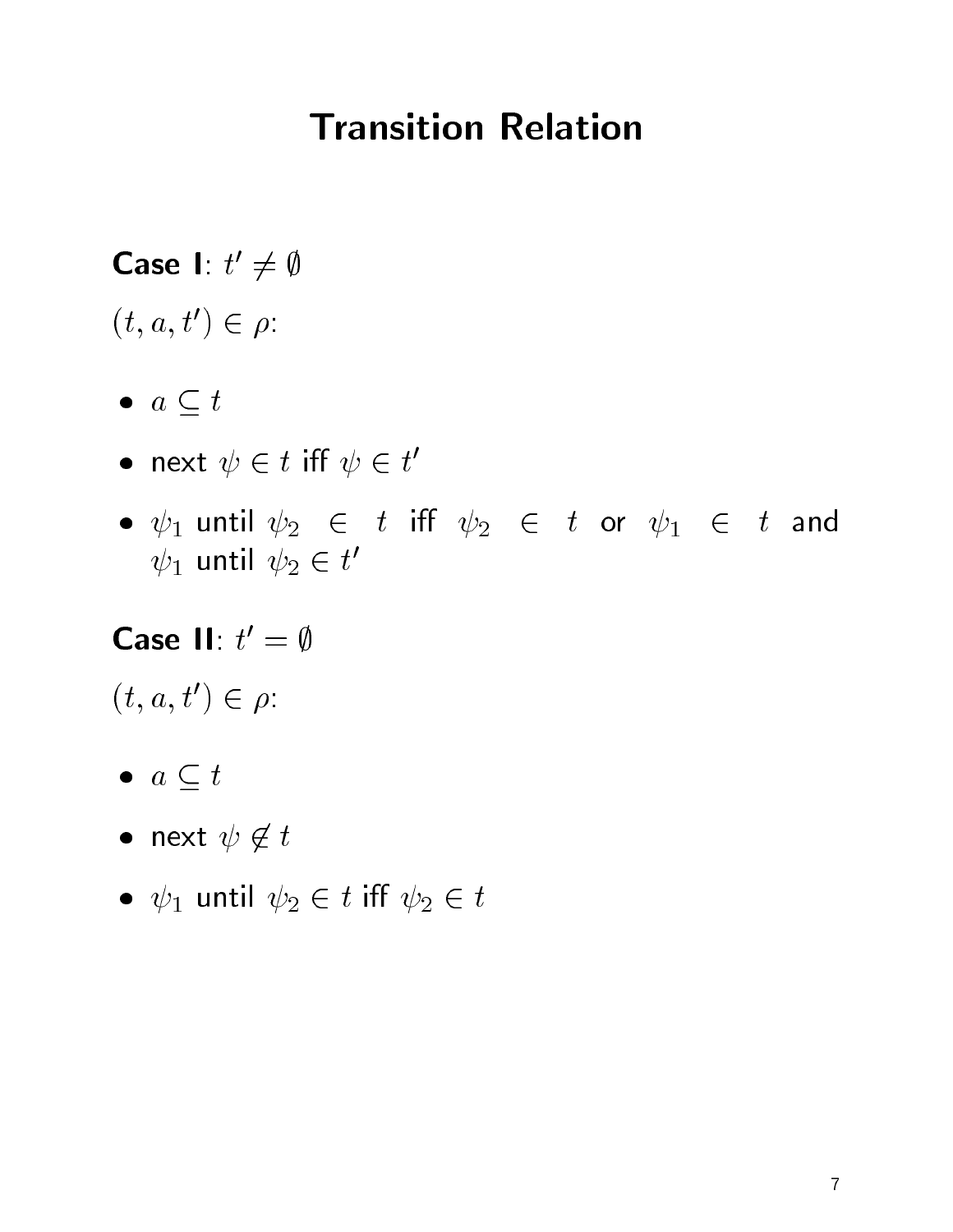# Transition Relation

**Case I**: $t' \neq \emptyset$

$(t, a, t') \in \rho$:

- $a \subseteq t$
- next $\psi \in t$ iff $\psi \in t'$
- $\psi_1$ until $\psi_2 \in t$ iff $\psi_2 \in t$ or $\psi_1 \in t$ and $\psi_1$ until $\psi_2 \in t'$

**Case II**: $t' = \emptyset$

$(t, a, t') \in \rho$:

- $a \subseteq t$
- next $\psi \not\in t$
- $\psi_1$ until $\psi_2 \in t$ iff $\psi_2 \in t$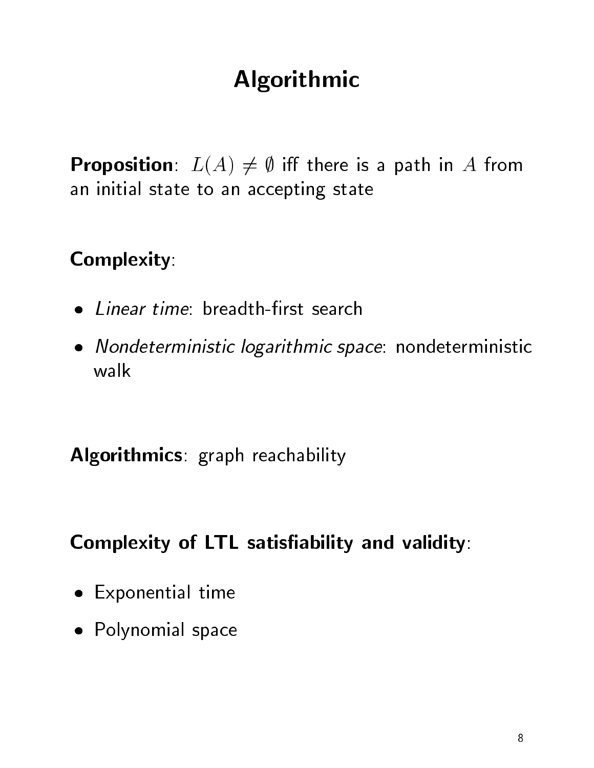# Algorithmic

**Proposition**: $L(A) \neq \emptyset$ iff there is a path in $A$ from an initial state to an accepting state

**Complexity**:

- *Linear time*: breadth-first search
- *Nondeterministic logarithmic space*: nondeterministic walk

**Algorithmics**: graph reachability

**Complexity of LTL satisfiability and validity**:

- Exponential time
- Polynomial space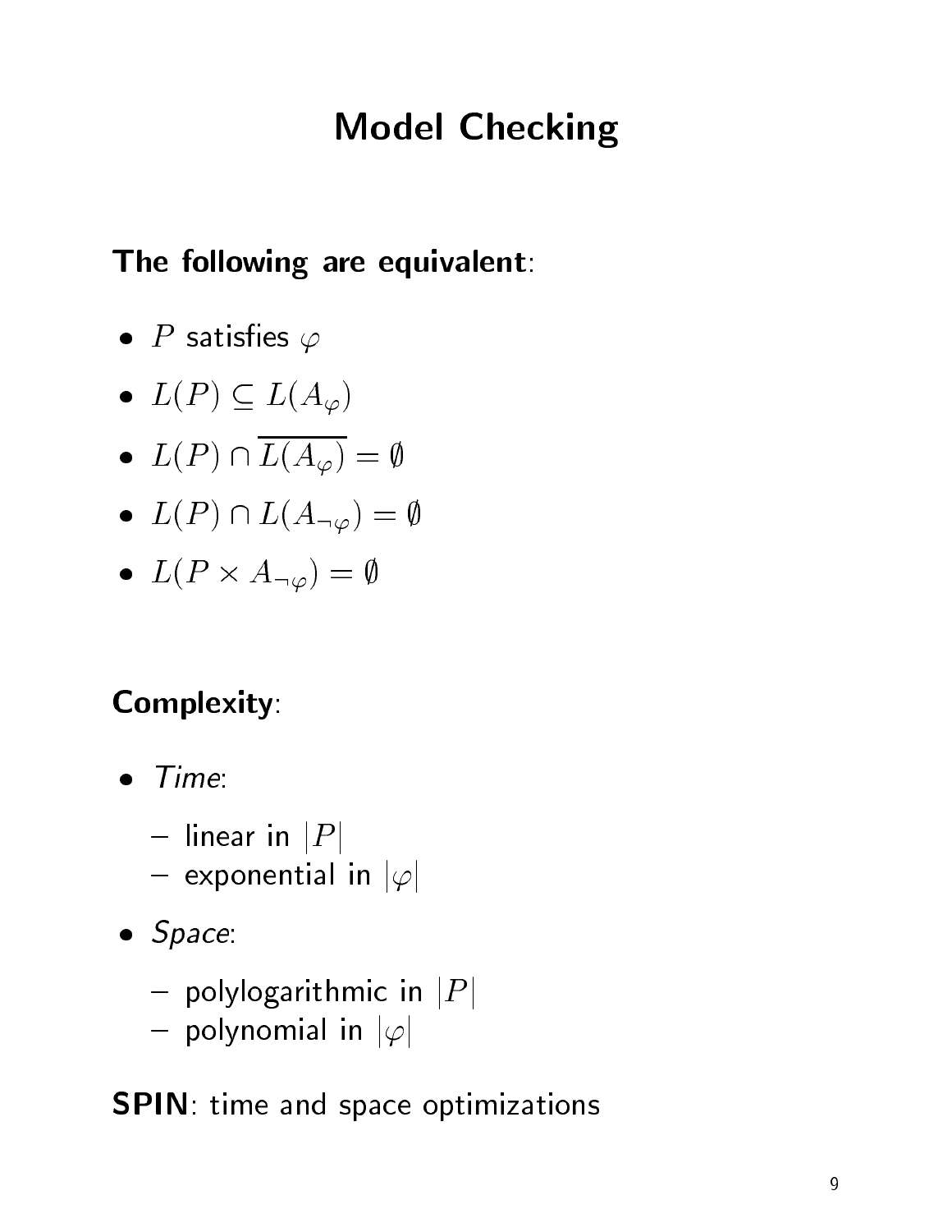# Model Checking

**The following are equivalent**:

- $P$ satisfies $\varphi$
- $L(P) \subseteq L(A_\varphi)$
- $L(P) \cap \overline{L(A_\varphi)} = \emptyset$
- $L(P) \cap L(A_{\neg\varphi}) = \emptyset$
- $L(P \times A_{\neg\varphi}) = \emptyset$

**Complexity**:

- *Time*:
  - linear in $|P|$
  - exponential in $|\varphi|$
- *Space*:
  - polylogarithmic in $|P|$
  - polynomial in $|\varphi|$

**SPIN**: time and space optimizations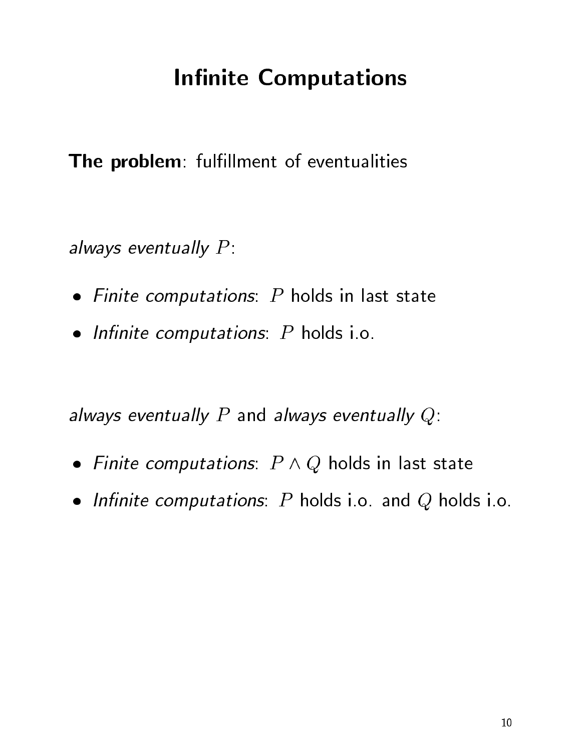# Infinite Computations

**The problem**: fulfillment of eventualities

*always eventually* $P$:

- *Finite computations*: $P$ holds in last state
- *Infinite computations*: $P$ holds i.o.

*always eventually* $P$ and *always eventually* $Q$:

- *Finite computations*: $P \wedge Q$ holds in last state
- *Infinite computations*: $P$ holds i.o. and $Q$ holds i.o.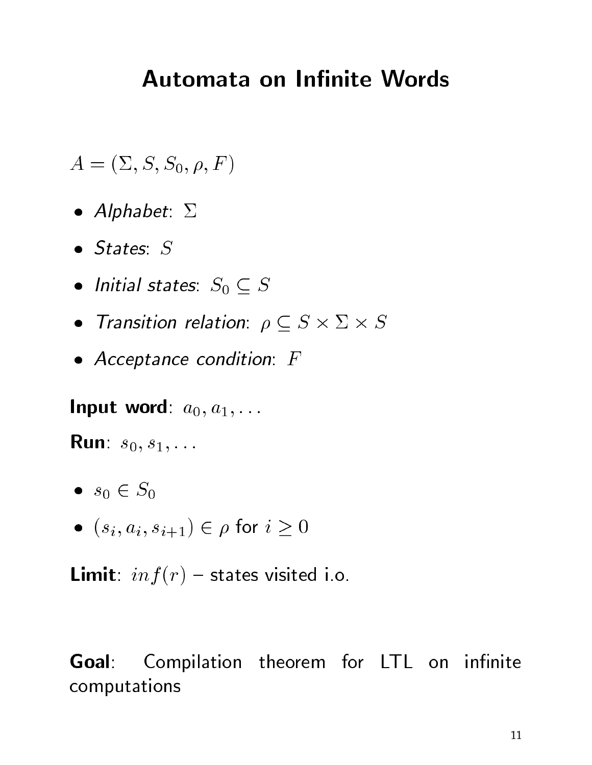# Automata on Infinite Words

$A = (\Sigma, S, S_0, \rho, F)$

- *Alphabet*: $\Sigma$
- *States*: $S$
- *Initial states*: $S_0 \subseteq S$
- *Transition relation*: $\rho \subseteq S \times \Sigma \times S$
- *Acceptance condition*: $F$

**Input word**: $a_0, a_1, \ldots$

**Run**: $s_0, s_1, \ldots$

- $s_0 \in S_0$
- $(s_i, a_i, s_{i+1}) \in \rho$ for $i \geq 0$

**Limit**: $inf(r)$ – states visited i.o.

**Goal**: Compilation theorem for LTL on infinite computations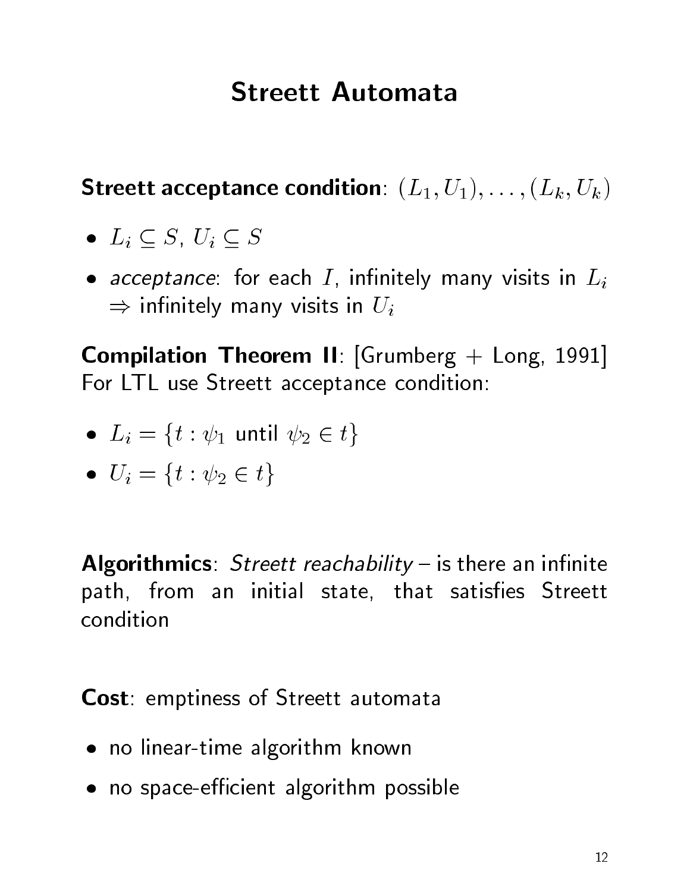# Streett Automata

**Streett acceptance condition**: $(L_1, U_1), \ldots, (L_k, U_k)$

- $L_i \subseteq S$, $U_i \subseteq S$
- *acceptance*: for each $I$, infinitely many visits in $L_i$ $\Rightarrow$ infinitely many visits in $U_i$

**Compilation Theorem II**: [Grumberg + Long, 1991] For LTL use Streett acceptance condition:

- $L_i = \{t : \psi_1 \text{ until } \psi_2 \in t\}$
- $U_i = \{t : \psi_2 \in t\}$

**Algorithmics**: *Streett reachability* – is there an infinite path, from an initial state, that satisfies Streett condition

**Cost**: emptiness of Streett automata

- no linear-time algorithm known
- no space-efficient algorithm possible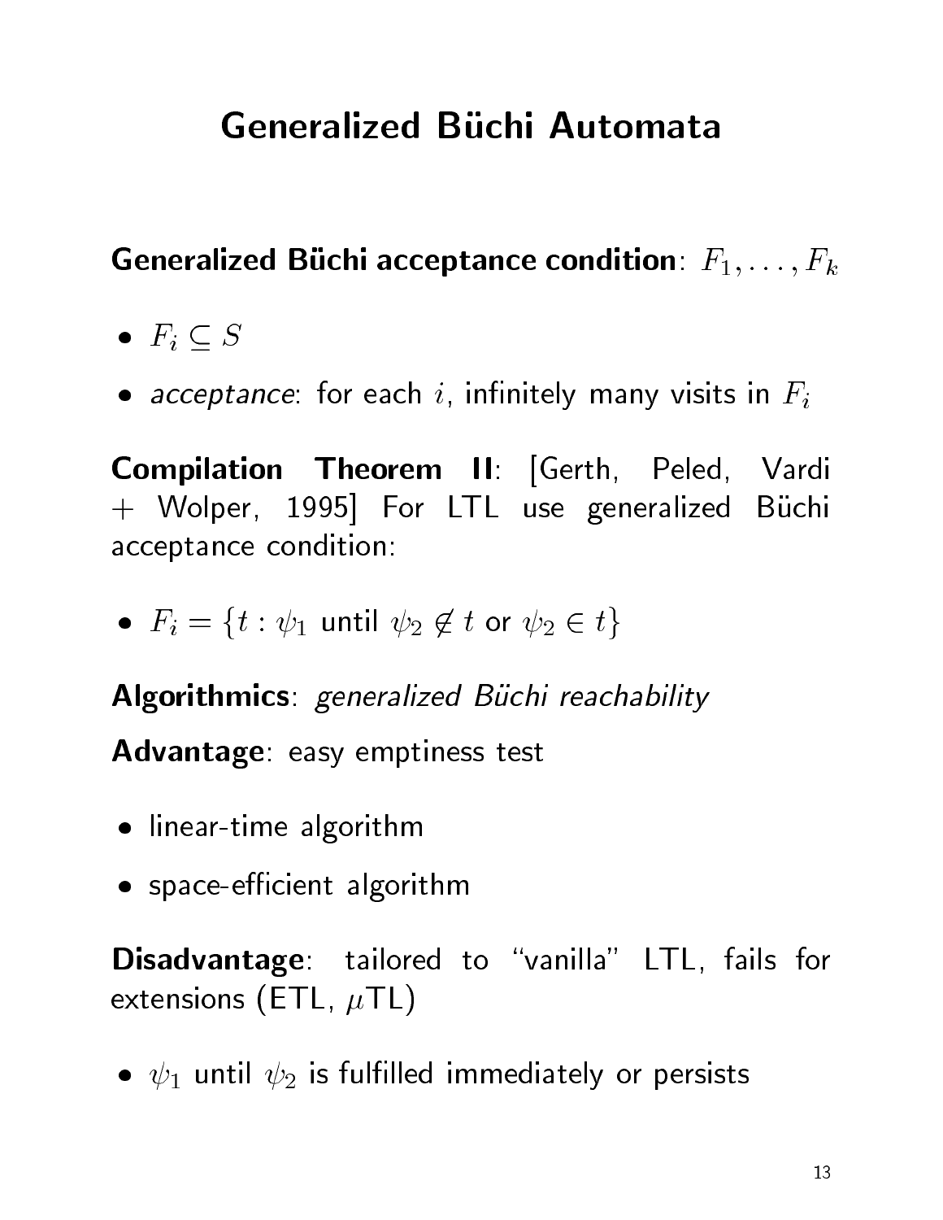# Generalized Büchi Automata

**Generalized Büchi acceptance condition**: $F_1, \ldots, F_k$

- $F_i \subseteq S$
- *acceptance*: for each $i$, infinitely many visits in $F_i$

**Compilation Theorem II**: [Gerth, Peled, Vardi + Wolper, 1995] For LTL use generalized Büchi acceptance condition:

- $F_i = \{t : \psi_1 \text{ until } \psi_2 \notin t \text{ or } \psi_2 \in t\}$

**Algorithmics**: *generalized Büchi reachability*

**Advantage**: easy emptiness test

- linear-time algorithm
- space-efficient algorithm

**Disadvantage**: tailored to "vanilla" LTL, fails for extensions (ETL, $\mu$TL)

- $\psi_1$ until $\psi_2$ is fulfilled immediately or persists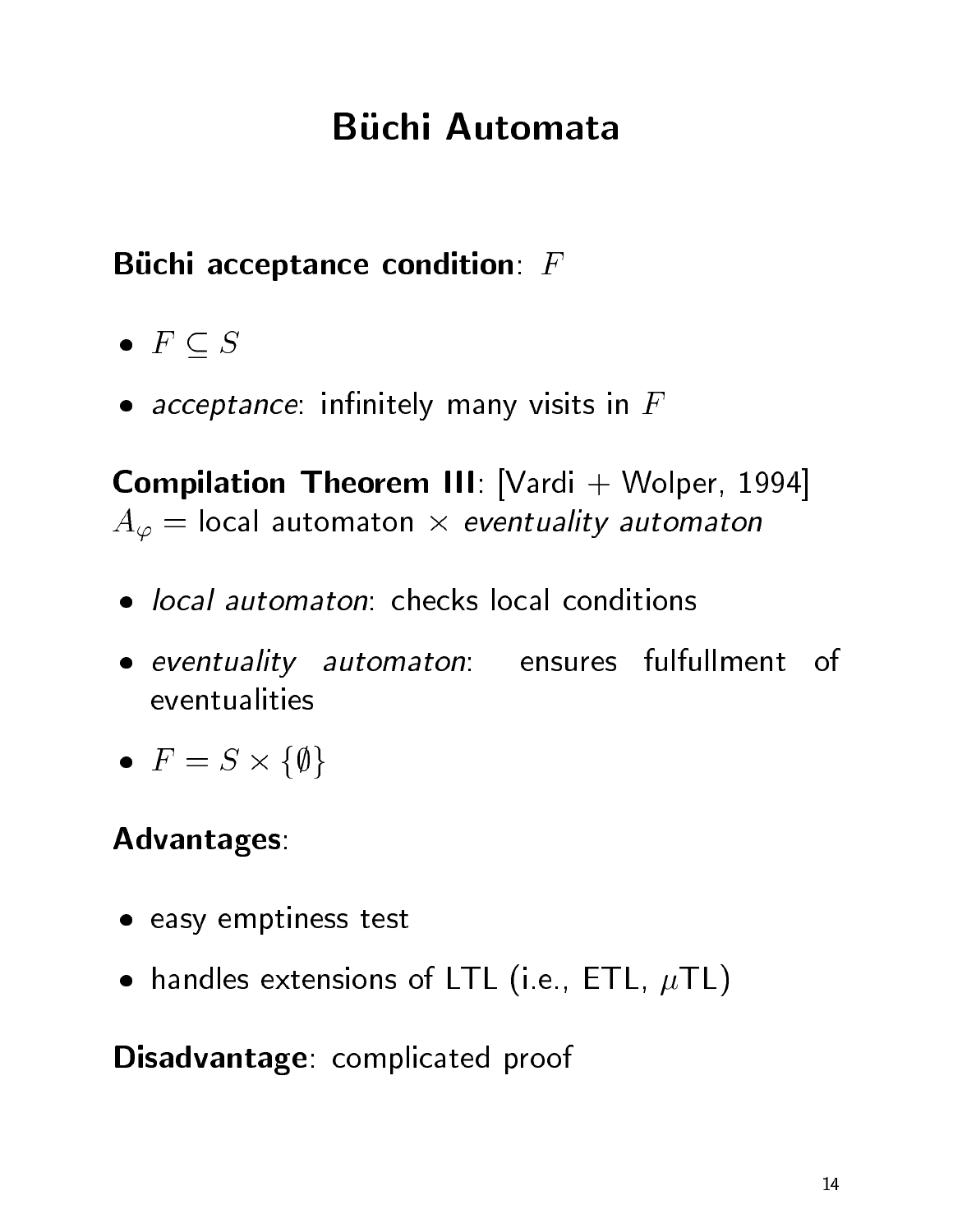# Büchi Automata

**Büchi acceptance condition**: $F$

- $F \subseteq S$
- *acceptance*: infinitely many visits in $F$

**Compilation Theorem III**: [Vardi + Wolper, 1994]
$A_\varphi =$ local automaton $\times$ *eventuality automaton*

- *local automaton*: checks local conditions
- *eventuality automaton*: ensures fulfullment of eventualities
- $F = S \times \{\emptyset\}$

**Advantages**:

- easy emptiness test
- handles extensions of LTL (i.e., ETL, $\mu$TL)

**Disadvantage**: complicated proof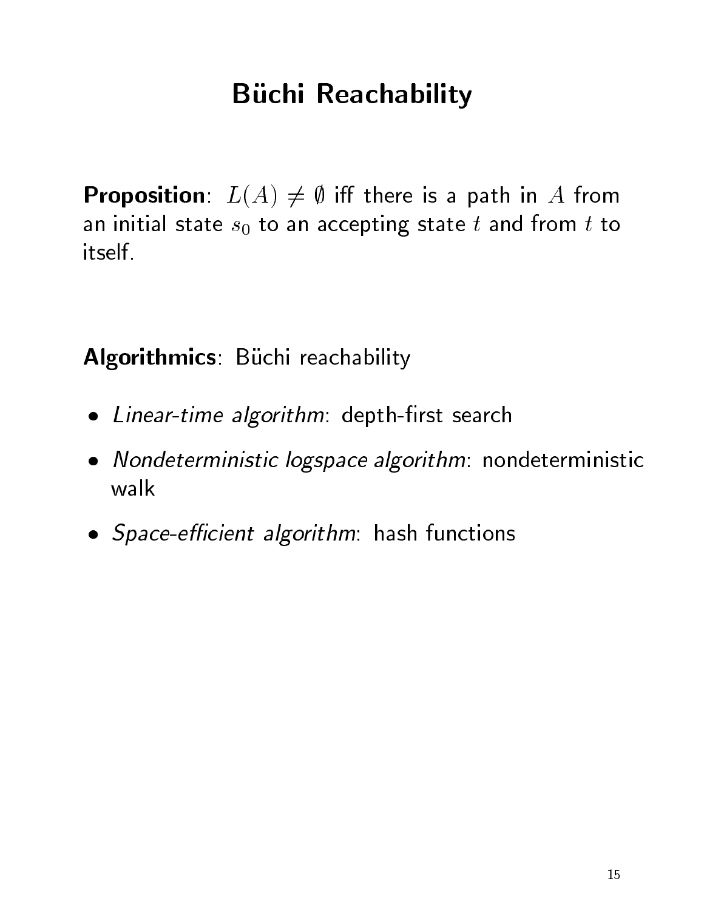# Büchi Reachability

**Proposition**: $L(A) \neq \emptyset$ iff there is a path in $A$ from an initial state $s_0$ to an accepting state $t$ and from $t$ to itself.

**Algorithmics**: Büchi reachability

- *Linear-time algorithm*: depth-first search
- *Nondeterministic logspace algorithm*: nondeterministic walk
- *Space-efficient algorithm*: hash functions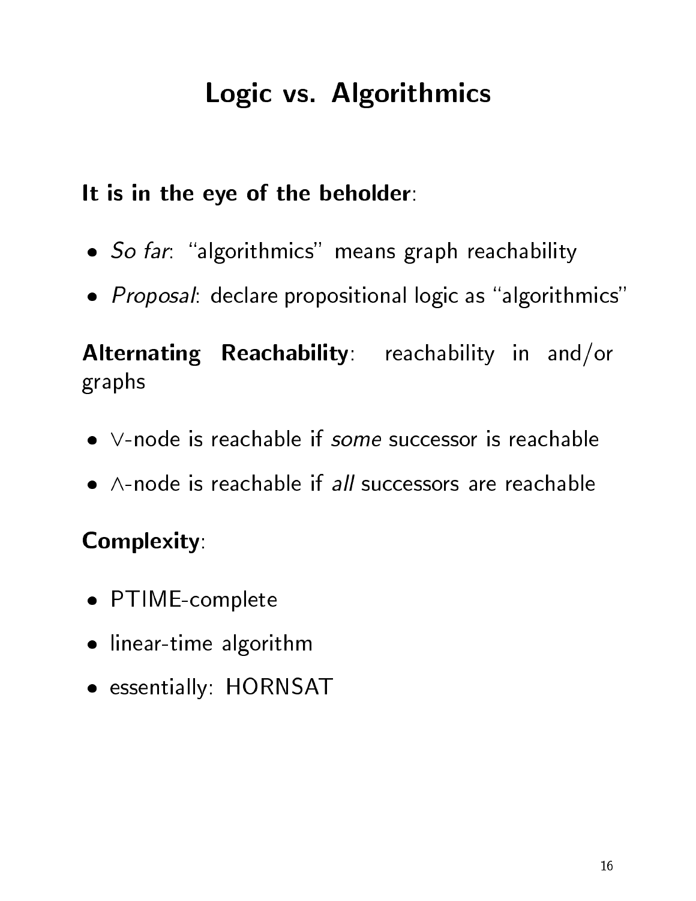# Logic vs. Algorithmics

**It is in the eye of the beholder**:

- *So far*: "algorithmics" means graph reachability
- *Proposal*: declare propositional logic as "algorithmics"

**Alternating Reachability**: reachability in and/or graphs

- $\vee$-node is reachable if *some* successor is reachable
- $\wedge$-node is reachable if *all* successors are reachable

**Complexity**:

- PTIME-complete
- linear-time algorithm
- essentially: HORNSAT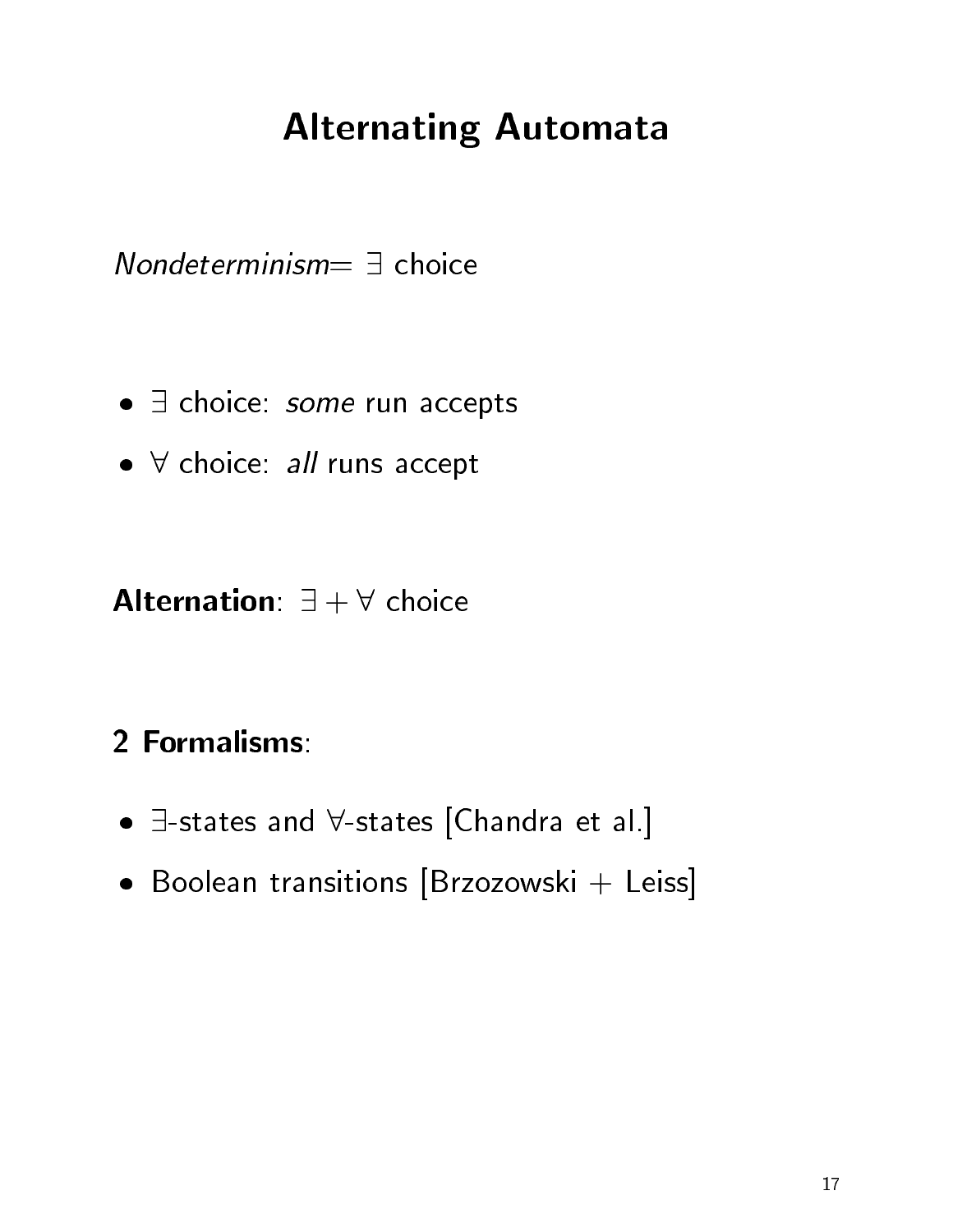# Alternating Automata

*Nondeterminism*= $\exists$ choice

- $\exists$ choice: *some* run accepts
- $\forall$ choice: *all* runs accept

**Alternation**: $\exists + \forall$ choice

**2 Formalisms**:

- $\exists$-states and $\forall$-states [Chandra et al.]
- Boolean transitions [Brzozowski + Leiss]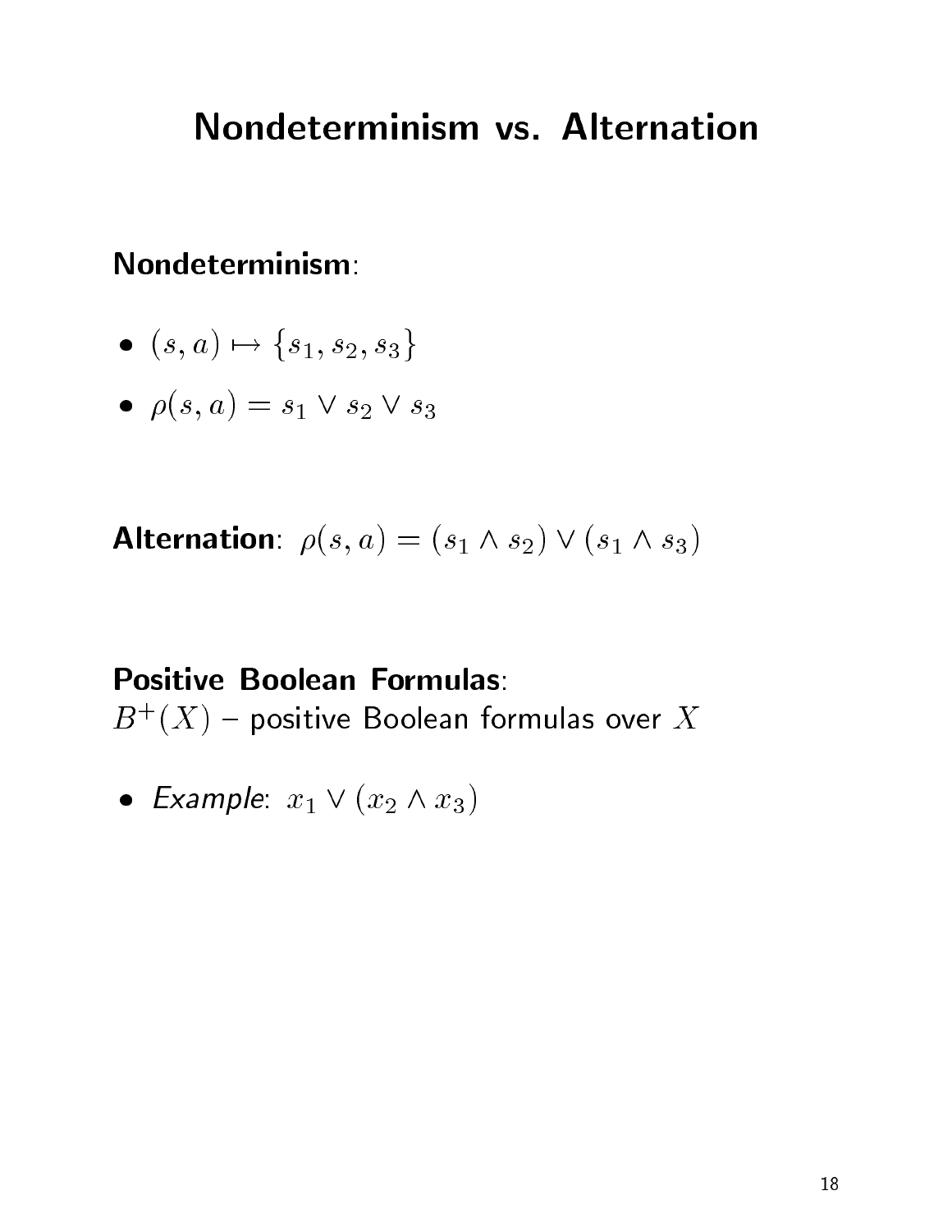# Nondeterminism vs. Alternation

**Nondeterminism**:

- $(s, a) \mapsto \{s_1, s_2, s_3\}$
- $\rho(s, a) = s_1 \vee s_2 \vee s_3$

**Alternation**: $\rho(s, a) = (s_1 \wedge s_2) \vee (s_1 \wedge s_3)$

**Positive Boolean Formulas**:
$B^+(X)$ – positive Boolean formulas over $X$

- *Example*: $x_1 \vee (x_2 \wedge x_3)$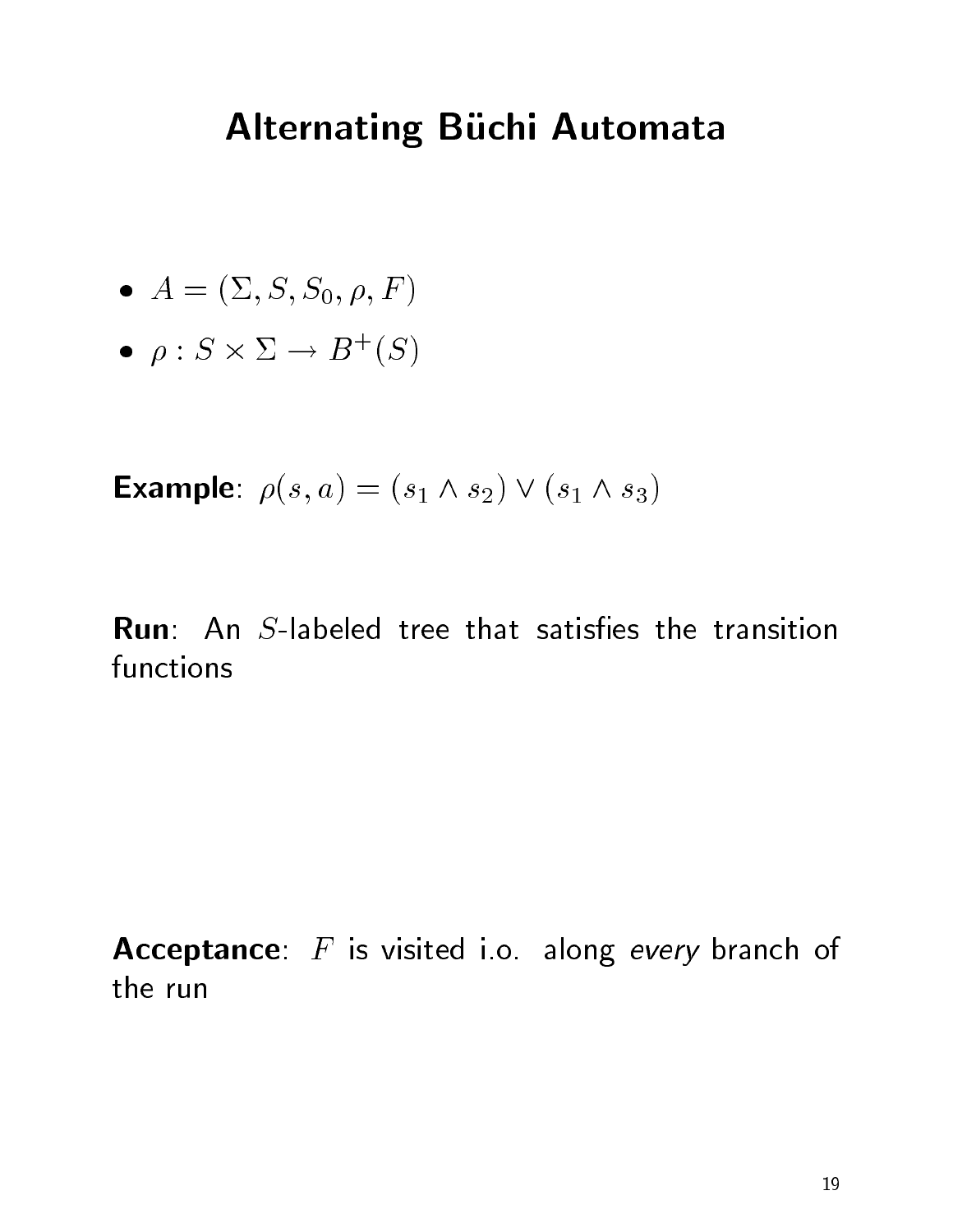# Alternating Büchi Automata

- $A = (\Sigma, S, S_0, \rho, F)$
- $\rho : S \times \Sigma \to B^+(S)$

**Example**: $\rho(s, a) = (s_1 \wedge s_2) \vee (s_1 \wedge s_3)$

**Run**: An $S$-labeled tree that satisfies the transition functions

**Acceptance**: $F$ is visited i.o. along *every* branch of the run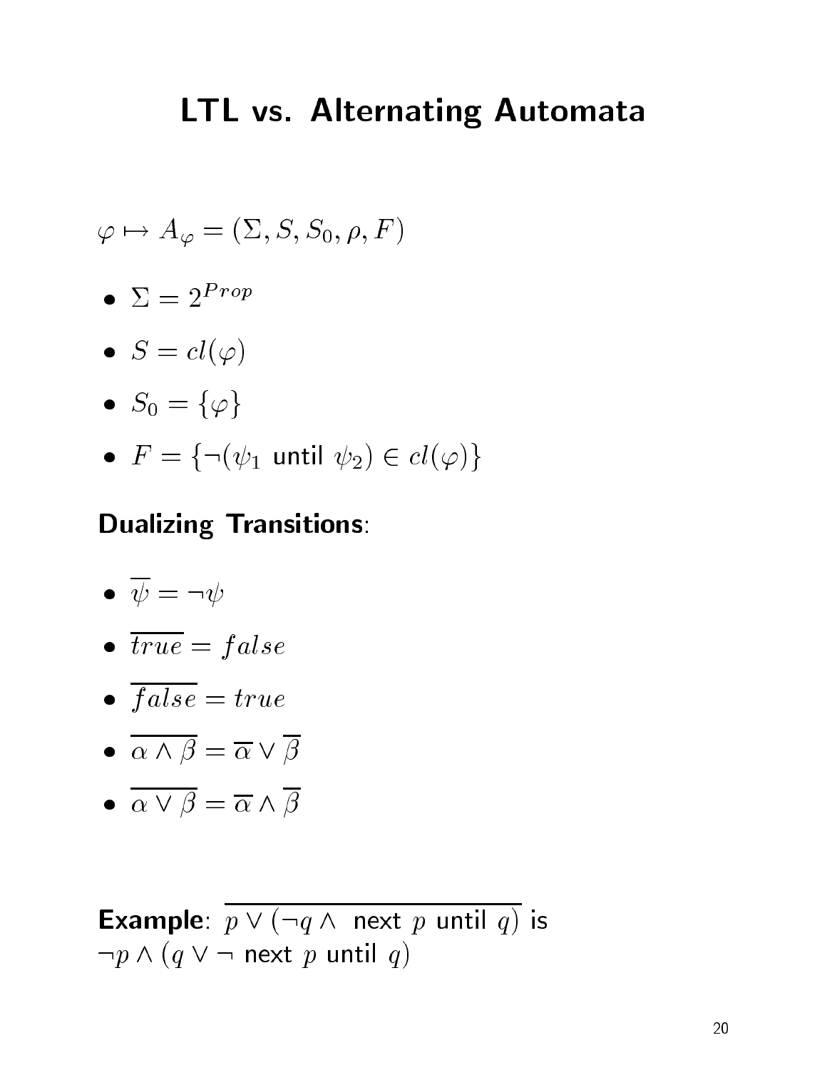# LTL vs. Alternating Automata

$\varphi \mapsto A_\varphi = (\Sigma, S, S_0, \rho, F)$

- $\Sigma = 2^{Prop}$
- $S = cl(\varphi)$
- $S_0 = \{\varphi\}$
- $F = \{\neg(\psi_1 \text{ until } \psi_2) \in cl(\varphi)\}$

**Dualizing Transitions**:

- $\overline{\psi} = \neg\psi$
- $\overline{true} = false$
- $\overline{false} = true$
- $\overline{\alpha \wedge \beta} = \overline{\alpha} \vee \overline{\beta}$
- $\overline{\alpha \vee \beta} = \overline{\alpha} \wedge \overline{\beta}$

**Example**: $\overline{p \vee (\neg q \wedge \text{ next } p \text{ until } q)}$ is $\neg p \wedge (q \vee \neg \text{ next } p \text{ until } q)$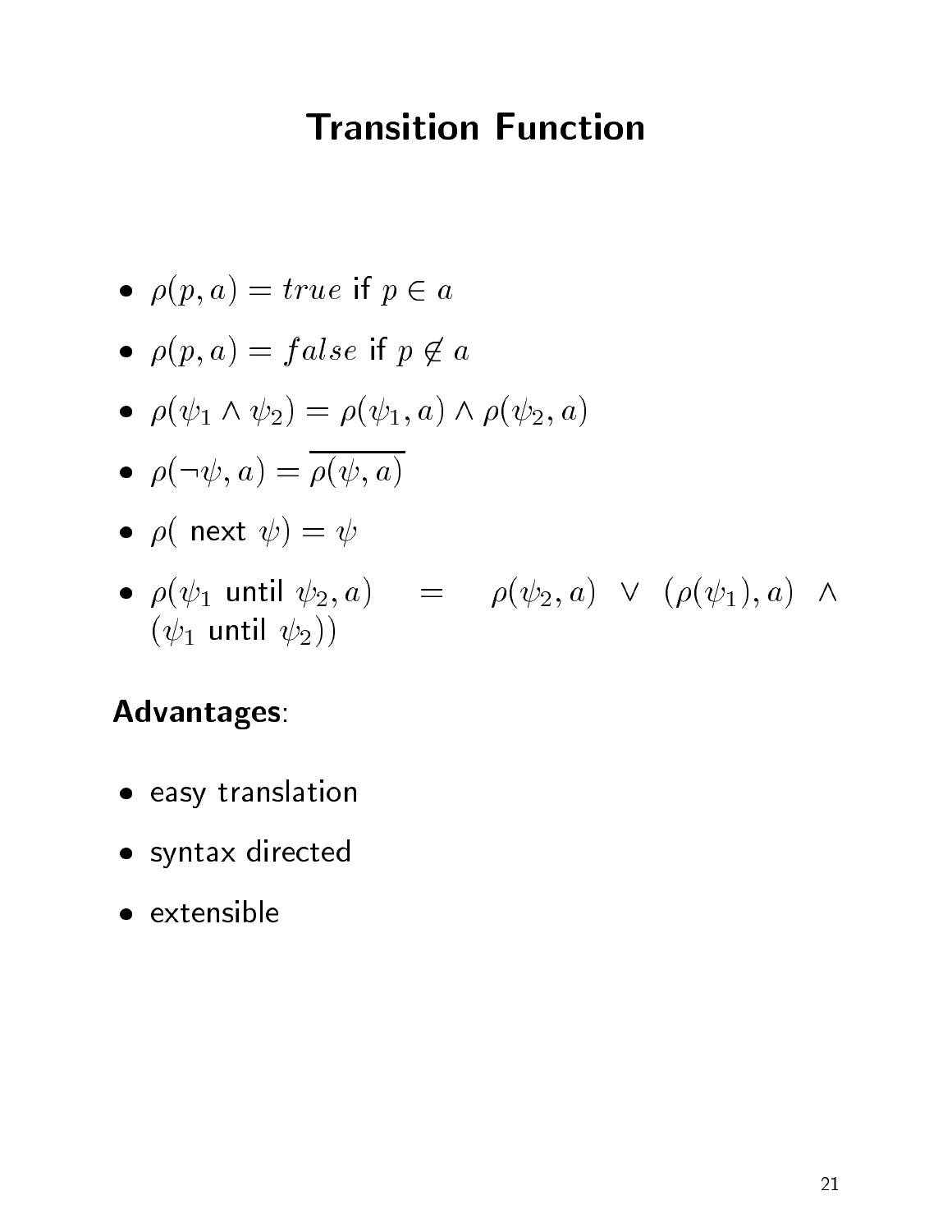# Transition Function

- $\rho(p, a) = true$ if $p \in a$
- $\rho(p, a) = false$ if $p \notin a$
- $\rho(\psi_1 \wedge \psi_2) = \rho(\psi_1, a) \wedge \rho(\psi_2, a)$
- $\rho(\neg\psi, a) = \overline{\rho(\psi, a)}$
- $\rho($ next $\psi) = \psi$
- $\rho(\psi_1$ until $\psi_2, a) \quad = \quad \rho(\psi_2, a) \;\vee\; (\rho(\psi_1), a) \;\wedge\; (\psi_1$ until $\psi_2))$

**Advantages**:

- easy translation
- syntax directed
- extensible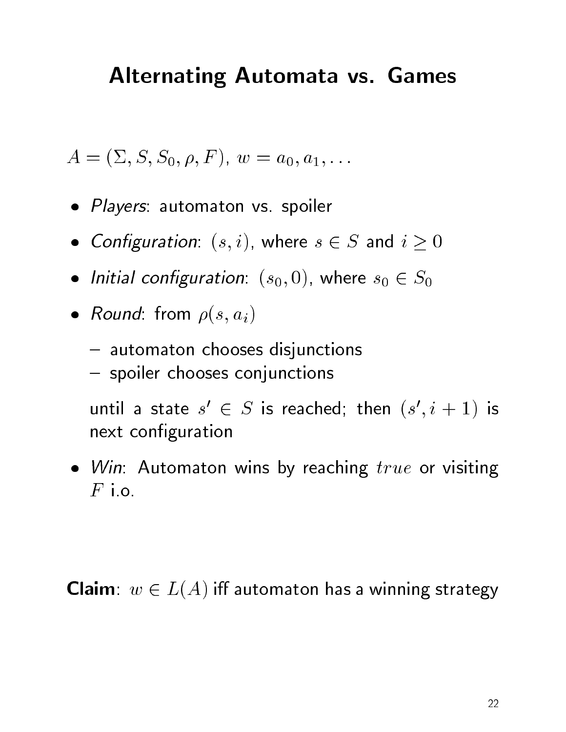# Alternating Automata vs. Games

$A = (\Sigma, S, S_0, \rho, F)$, $w = a_0, a_1, \ldots$

- *Players*: automaton vs. spoiler
- *Configuration*: $(s, i)$, where $s \in S$ and $i \geq 0$
- *Initial configuration*: $(s_0, 0)$, where $s_0 \in S_0$
- *Round*: from $\rho(s, a_i)$
  - automaton chooses disjunctions
  - spoiler chooses conjunctions

  until a state $s' \in S$ is reached; then $(s', i+1)$ is next configuration
- *Win*: Automaton wins by reaching $true$ or visiting $F$ i.o.

**Claim**: $w \in L(A)$ iff automaton has a winning strategy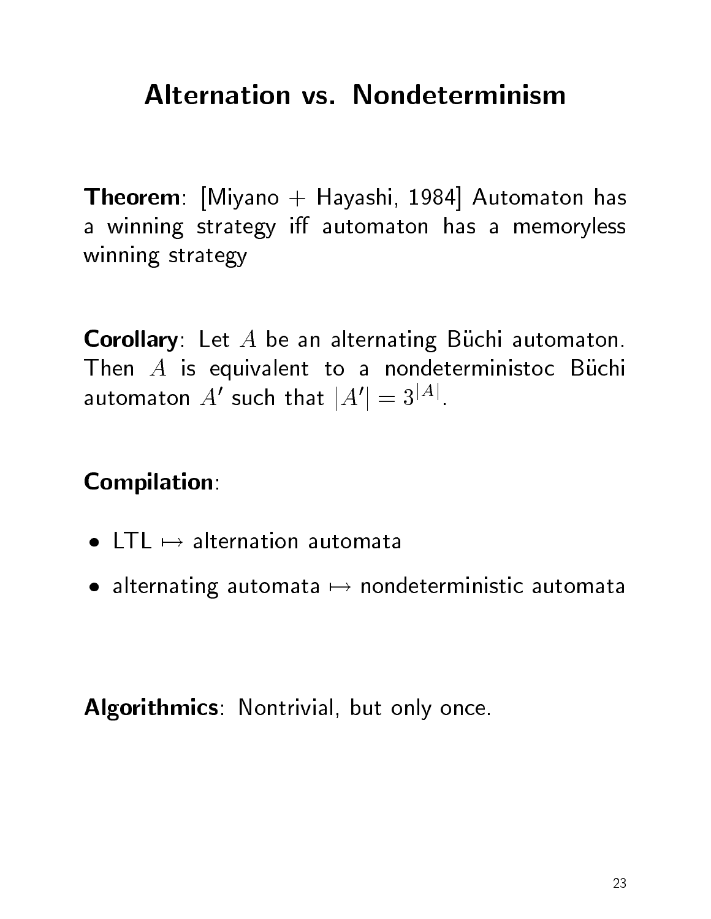# Alternation vs. Nondeterminism

**Theorem**: [Miyano + Hayashi, 1984] Automaton has a winning strategy iff automaton has a memoryless winning strategy

**Corollary**: Let $A$ be an alternating Büchi automaton. Then $A$ is equivalent to a nondeterministoc Büchi automaton $A'$ such that $|A'| = 3^{|A|}$.

**Compilation**:

- LTL $\mapsto$ alternation automata
- alternating automata $\mapsto$ nondeterministic automata

**Algorithmics**: Nontrivial, but only once.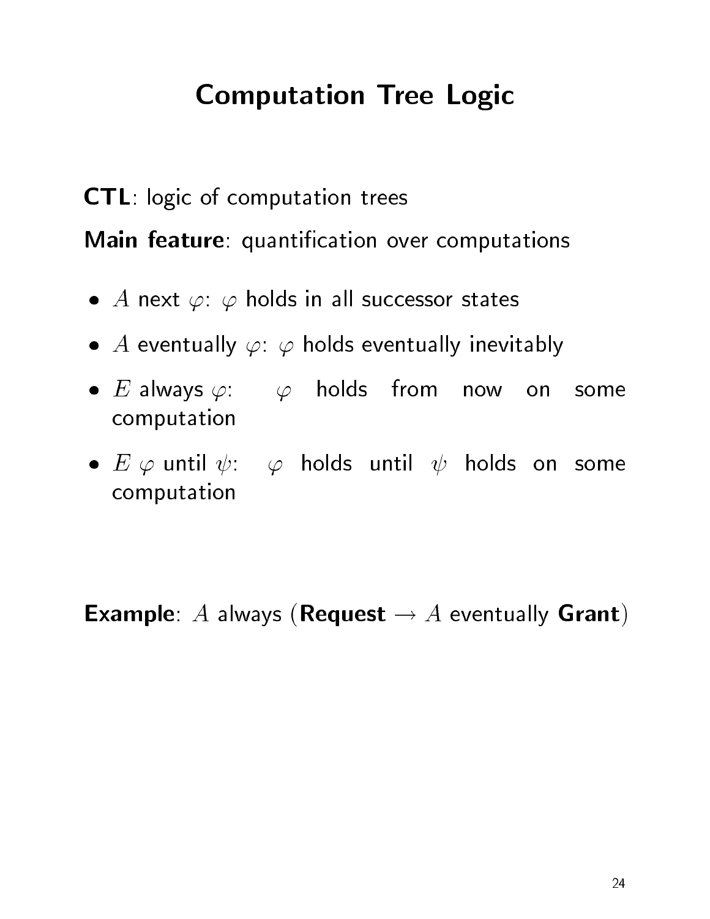# Computation Tree Logic

**CTL**: logic of computation trees

**Main feature**: quantification over computations

- $A$ next $\varphi$: $\varphi$ holds in all successor states
- $A$ eventually $\varphi$: $\varphi$ holds eventually inevitably
- $E$ always $\varphi$: $\varphi$ holds from now on some computation
- $E$ $\varphi$ until $\psi$: $\varphi$ holds until $\psi$ holds on some computation

**Example**: $A$ always (**Request** $\rightarrow$ $A$ eventually **Grant**)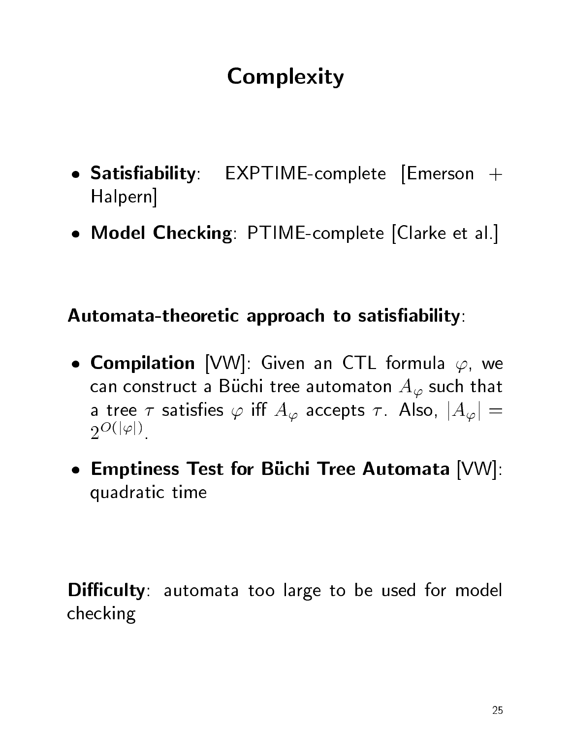# Complexity

- **Satisfiability**: EXPTIME-complete [Emerson + Halpern]
- **Model Checking**: PTIME-complete [Clarke et al.]

**Automata-theoretic approach to satisfiability**:

- **Compilation** [VW]: Given an CTL formula $\varphi$, we can construct a Büchi tree automaton $A_\varphi$ such that a tree $\tau$ satisfies $\varphi$ iff $A_\varphi$ accepts $\tau$. Also, $|A_\varphi| = 2^{O(|\varphi|)}$.
- **Emptiness Test for Büchi Tree Automata** [VW]: quadratic time

**Difficulty**: automata too large to be used for model checking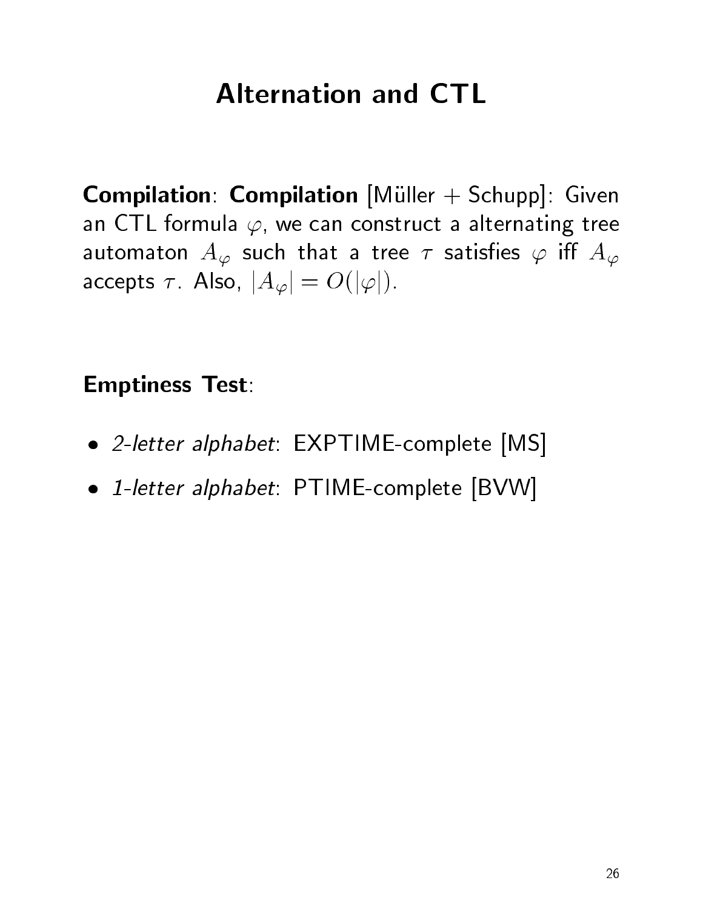# Alternation and CTL

**Compilation**: **Compilation** [Müller + Schupp]: Given an CTL formula $\varphi$, we can construct a alternating tree automaton $A_\varphi$ such that a tree $\tau$ satisfies $\varphi$ iff $A_\varphi$ accepts $\tau$. Also, $|A_\varphi| = O(|\varphi|)$.

**Emptiness Test**:

- *2-letter alphabet*: EXPTIME-complete [MS]
- *1-letter alphabet*: PTIME-complete [BVW]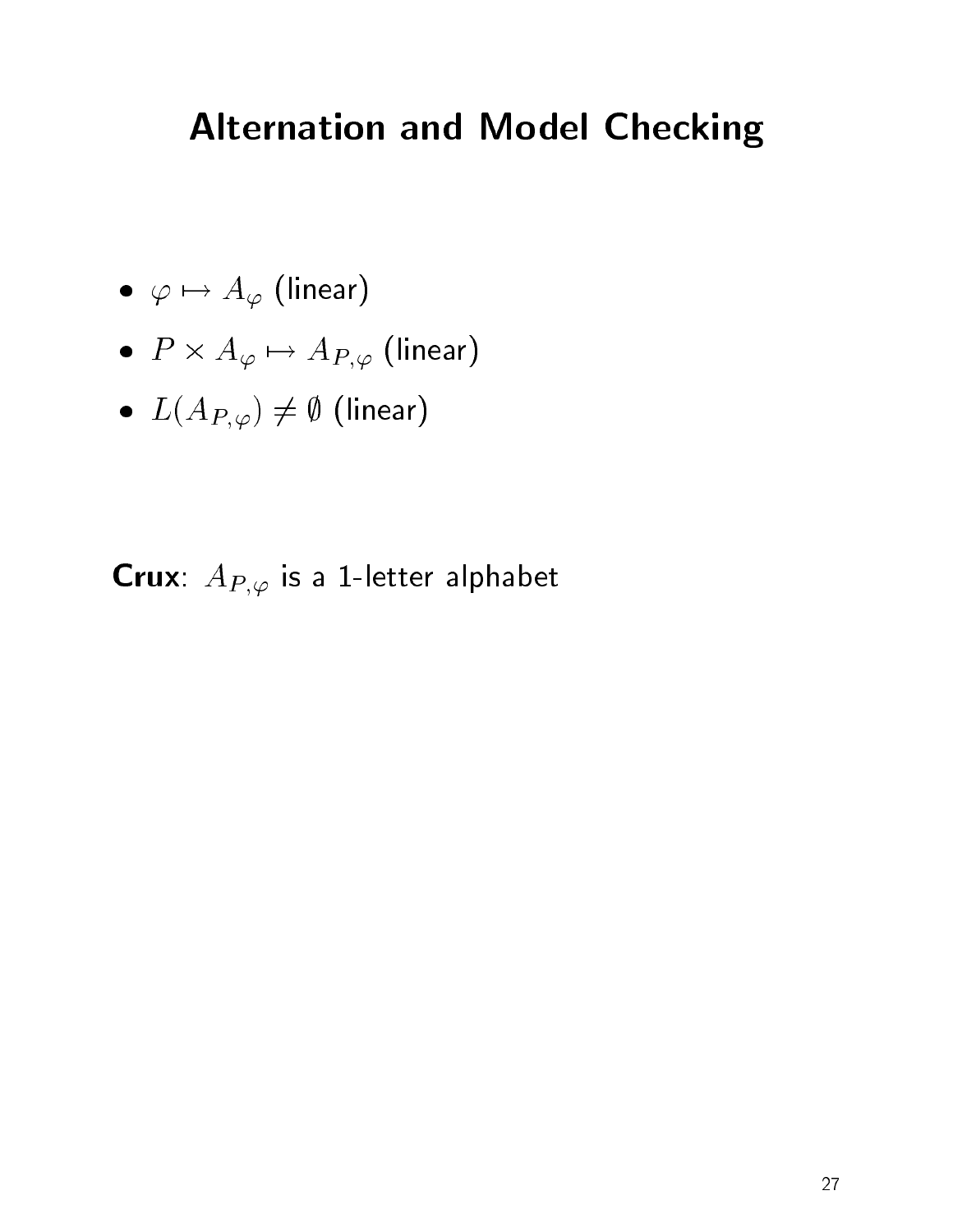# Alternation and Model Checking

- $\varphi \mapsto A_\varphi$ (linear)
- $P \times A_\varphi \mapsto A_{P,\varphi}$ (linear)
- $L(A_{P,\varphi}) \neq \emptyset$ (linear)

**Crux**: $A_{P,\varphi}$ is a 1-letter alphabet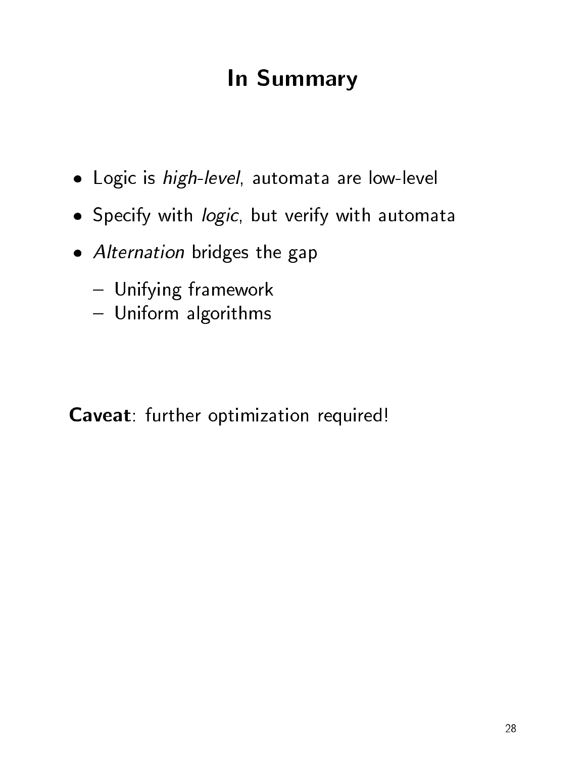# In Summary

- Logic is *high-level*, automata are low-level
- Specify with *logic*, but verify with automata
- *Alternation* bridges the gap
  - Unifying framework
  - Uniform algorithms

**Caveat**: further optimization required!